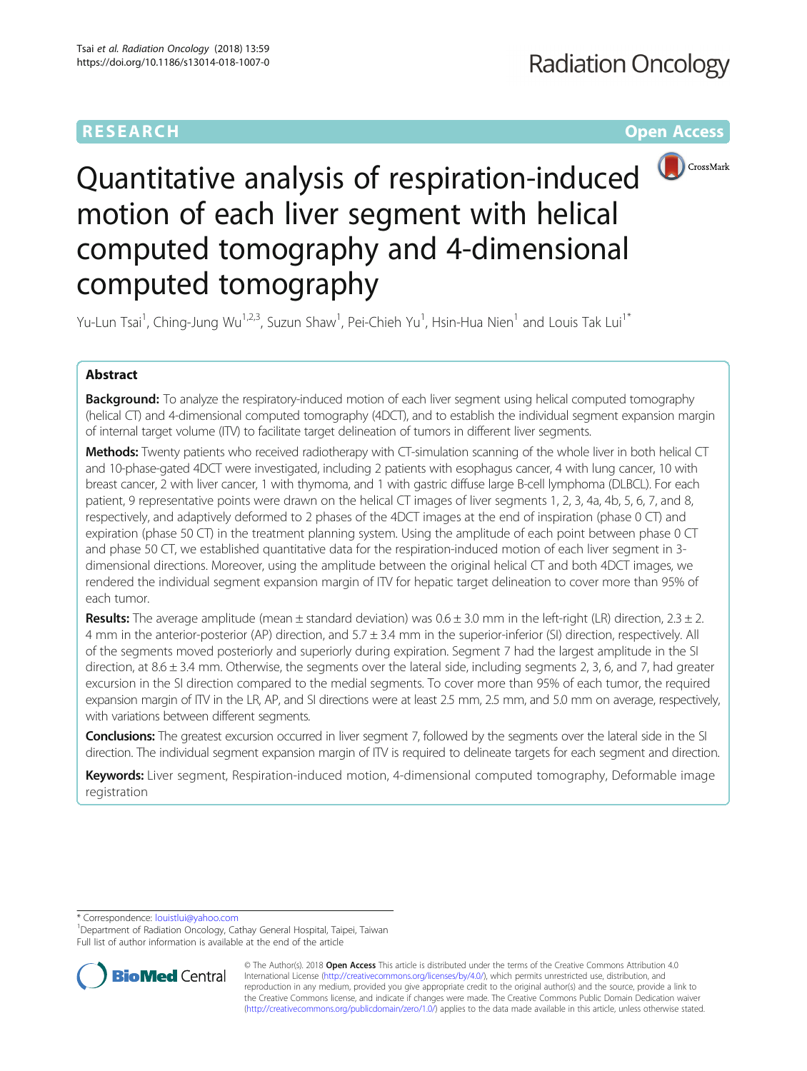RESEARCH

Open Access

# Quantitative analysis of respiration-induced motion of each liver segment with helical computed tomography and 4-dimensional computed tomography

Yu-Lun Tsai[1], Ching-Jung Wu[1,2,3], Suzun Shaw[1], Pei-Chieh Yu[1], Hsin-Hua Nien[1] and Louis Tak Lui[1*]

## Abstract

**Background:** To analyze the respiratory-induced motion of each liver segment using helical computed tomography (helical CT) and 4-dimensional computed tomography (4DCT), and to establish the individual segment expansion margin of internal target volume (ITV) to facilitate target delineation of tumors in different liver segments.

**Methods:** Twenty patients who received radiotherapy with CT-simulation scanning of the whole liver in both helical CT and 10-phase-gated 4DCT were investigated, including 2 patients with esophagus cancer, 4 with lung cancer, 10 with breast cancer, 2 with liver cancer, 1 with thymoma, and 1 with gastric diffuse large B-cell lymphoma (DLBCL). For each patient, 9 representative points were drawn on the helical CT images of liver segments 1, 2, 3, 4a, 4b, 5, 6, 7, and 8, respectively, and adaptively deformed to 2 phases of the 4DCT images at the end of inspiration (phase 0 CT) and expiration (phase 50 CT) in the treatment planning system. Using the amplitude of each point between phase 0 CT and phase 50 CT, we established quantitative data for the respiration-induced motion of each liver segment in 3-dimensional directions. Moreover, using the amplitude between the original helical CT and both 4DCT images, we rendered the individual segment expansion margin of ITV for hepatic target delineation to cover more than 95% of each tumor.

**Results:** The average amplitude (mean ± standard deviation) was 0.6 ± 3.0 mm in the left-right (LR) direction, 2.3 ± 2.4 mm in the anterior-posterior (AP) direction, and 5.7 ± 3.4 mm in the superior-inferior (SI) direction, respectively. All of the segments moved posteriorly and superiorly during expiration. Segment 7 had the largest amplitude in the SI direction, at 8.6 ± 3.4 mm. Otherwise, the segments over the lateral side, including segments 2, 3, 6, and 7, had greater excursion in the SI direction compared to the medial segments. To cover more than 95% of each tumor, the required expansion margin of ITV in the LR, AP, and SI directions were at least 2.5 mm, 2.5 mm, and 5.0 mm on average, respectively, with variations between different segments.

**Conclusions:** The greatest excursion occurred in liver segment 7, followed by the segments over the lateral side in the SI direction. The individual segment expansion margin of ITV is required to delineate targets for each segment and direction.

**Keywords:** Liver segment, Respiration-induced motion, 4-dimensional computed tomography, Deformable image registration

* Correspondence: louistlui@yahoo.com
[1]Department of Radiation Oncology, Cathay General Hospital, Taipei, Taiwan
Full list of author information is available at the end of the article

© The Author(s). 2018 **Open Access** This article is distributed under the terms of the Creative Commons Attribution 4.0 International License (http://creativecommons.org/licenses/by/4.0/), which permits unrestricted use, distribution, and reproduction in any medium, provided you give appropriate credit to the original author(s) and the source, provide a link to the Creative Commons license, and indicate if changes were made. The Creative Commons Public Domain Dedication waiver (http://creativecommons.org/publicdomain/zero/1.0/) applies to the data made available in this article, unless otherwise stated.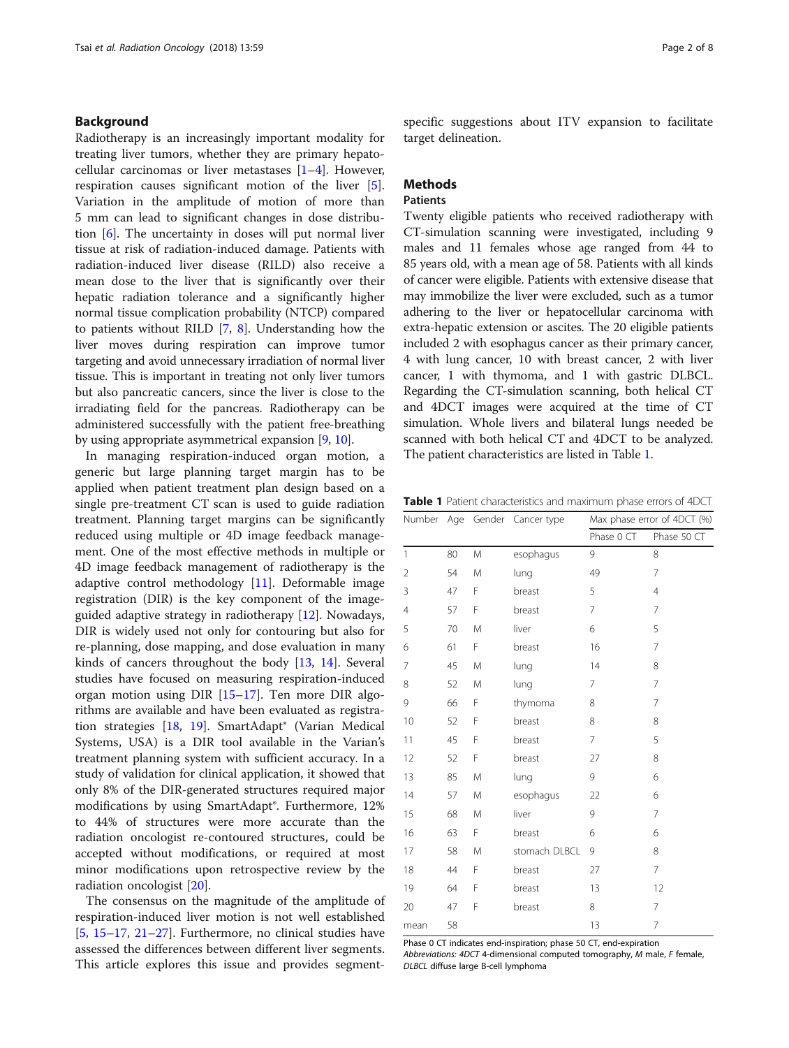## Background

Radiotherapy is an increasingly important modality for treating liver tumors, whether they are primary hepatocellular carcinomas or liver metastases [1–4]. However, respiration causes significant motion of the liver [5]. Variation in the amplitude of motion of more than 5 mm can lead to significant changes in dose distribution [6]. The uncertainty in doses will put normal liver tissue at risk of radiation-induced damage. Patients with radiation-induced liver disease (RILD) also receive a mean dose to the liver that is significantly over their hepatic radiation tolerance and a significantly higher normal tissue complication probability (NTCP) compared to patients without RILD [7, 8]. Understanding how the liver moves during respiration can improve tumor targeting and avoid unnecessary irradiation of normal liver tissue. This is important in treating not only liver tumors but also pancreatic cancers, since the liver is close to the irradiating field for the pancreas. Radiotherapy can be administered successfully with the patient free-breathing by using appropriate asymmetrical expansion [9, 10].

In managing respiration-induced organ motion, a generic but large planning target margin has to be applied when patient treatment plan design based on a single pre-treatment CT scan is used to guide radiation treatment. Planning target margins can be significantly reduced using multiple or 4D image feedback management. One of the most effective methods in multiple or 4D image feedback management of radiotherapy is the adaptive control methodology [11]. Deformable image registration (DIR) is the key component of the image-guided adaptive strategy in radiotherapy [12]. Nowadays, DIR is widely used not only for contouring but also for re-planning, dose mapping, and dose evaluation in many kinds of cancers throughout the body [13, 14]. Several studies have focused on measuring respiration-induced organ motion using DIR [15–17]. Ten more DIR algorithms are available and have been evaluated as registration strategies [18, 19]. SmartAdapt® (Varian Medical Systems, USA) is a DIR tool available in the Varian's treatment planning system with sufficient accuracy. In a study of validation for clinical application, it showed that only 8% of the DIR-generated structures required major modifications by using SmartAdapt®. Furthermore, 12% to 44% of structures were more accurate than the radiation oncologist re-contoured structures, could be accepted without modifications, or required at most minor modifications upon retrospective review by the radiation oncologist [20].

The consensus on the magnitude of the amplitude of respiration-induced liver motion is not well established [5, 15–17, 21–27]. Furthermore, no clinical studies have assessed the differences between different liver segments. This article explores this issue and provides segment-specific suggestions about ITV expansion to facilitate target delineation.

## Methods

### Patients

Twenty eligible patients who received radiotherapy with CT-simulation scanning were investigated, including 9 males and 11 females whose age ranged from 44 to 85 years old, with a mean age of 58. Patients with all kinds of cancer were eligible. Patients with extensive disease that may immobilize the liver were excluded, such as a tumor adhering to the liver or hepatocellular carcinoma with extra-hepatic extension or ascites. The 20 eligible patients included 2 with esophagus cancer as their primary cancer, 4 with lung cancer, 10 with breast cancer, 2 with liver cancer, 1 with thymoma, and 1 with gastric DLBCL. Regarding the CT-simulation scanning, both helical CT and 4DCT images were acquired at the time of CT simulation. Whole livers and bilateral lungs needed be scanned with both helical CT and 4DCT to be analyzed. The patient characteristics are listed in Table 1.

**Table 1** Patient characteristics and maximum phase errors of 4DCT

| Number | Age | Gender | Cancer type | Max phase error of 4DCT (%) | |
|---|---|---|---|---|---|
| | | | | Phase 0 CT | Phase 50 CT |
| 1 | 80 | M | esophagus | 9 | 8 |
| 2 | 54 | M | lung | 49 | 7 |
| 3 | 47 | F | breast | 5 | 4 |
| 4 | 57 | F | breast | 7 | 7 |
| 5 | 70 | M | liver | 6 | 5 |
| 6 | 61 | F | breast | 16 | 7 |
| 7 | 45 | M | lung | 14 | 8 |
| 8 | 52 | M | lung | 7 | 7 |
| 9 | 66 | F | thymoma | 8 | 7 |
| 10 | 52 | F | breast | 8 | 8 |
| 11 | 45 | F | breast | 7 | 5 |
| 12 | 52 | F | breast | 27 | 8 |
| 13 | 85 | M | lung | 9 | 6 |
| 14 | 57 | M | esophagus | 22 | 6 |
| 15 | 68 | M | liver | 9 | 7 |
| 16 | 63 | F | breast | 6 | 6 |
| 17 | 58 | M | stomach DLBCL | 9 | 8 |
| 18 | 44 | F | breast | 27 | 7 |
| 19 | 64 | F | breast | 13 | 12 |
| 20 | 47 | F | breast | 8 | 7 |
| mean | 58 | | | 13 | 7 |

Phase 0 CT indicates end-inspiration; phase 50 CT, end-expiration

*Abbreviations: 4DCT* 4-dimensional computed tomography, *M* male, *F* female, *DLBCL* diffuse large B-cell lymphoma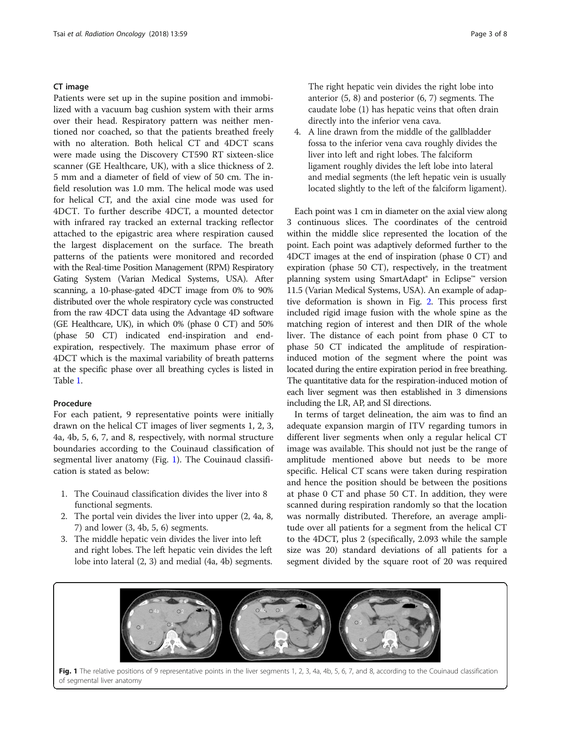### CT image

Patients were set up in the supine position and immobilized with a vacuum bag cushion system with their arms over their head. Respiratory pattern was neither mentioned nor coached, so that the patients breathed freely with no alteration. Both helical CT and 4DCT scans were made using the Discovery CT590 RT sixteen-slice scanner (GE Healthcare, UK), with a slice thickness of 2.5 mm and a diameter of field of view of 50 cm. The in-field resolution was 1.0 mm. The helical mode was used for helical CT, and the axial cine mode was used for 4DCT. To further describe 4DCT, a mounted detector with infrared ray tracked an external tracking reflector attached to the epigastric area where respiration caused the largest displacement on the surface. The breath patterns of the patients were monitored and recorded with the Real-time Position Management (RPM) Respiratory Gating System (Varian Medical Systems, USA). After scanning, a 10-phase-gated 4DCT image from 0% to 90% distributed over the whole respiratory cycle was constructed from the raw 4DCT data using the Advantage 4D software (GE Healthcare, UK), in which 0% (phase 0 CT) and 50% (phase 50 CT) indicated end-inspiration and end-expiration, respectively. The maximum phase error of 4DCT which is the maximal variability of breath patterns at the specific phase over all breathing cycles is listed in Table 1.

### Procedure

For each patient, 9 representative points were initially drawn on the helical CT images of liver segments 1, 2, 3, 4a, 4b, 5, 6, 7, and 8, respectively, with normal structure boundaries according to the Couinaud classification of segmental liver anatomy (Fig. 1). The Couinaud classification is stated as below:

1. The Couinaud classification divides the liver into 8 functional segments.
2. The portal vein divides the liver into upper (2, 4a, 8, 7) and lower (3, 4b, 5, 6) segments.
3. The middle hepatic vein divides the liver into left and right lobes. The left hepatic vein divides the left lobe into lateral (2, 3) and medial (4a, 4b) segments. The right hepatic vein divides the right lobe into anterior (5, 8) and posterior (6, 7) segments. The caudate lobe (1) has hepatic veins that often drain directly into the inferior vena cava.
4. A line drawn from the middle of the gallbladder fossa to the inferior vena cava roughly divides the liver into left and right lobes. The falciform ligament roughly divides the left lobe into lateral and medial segments (the left hepatic vein is usually located slightly to the left of the falciform ligament).

Each point was 1 cm in diameter on the axial view along 3 continuous slices. The coordinates of the centroid within the middle slice represented the location of the point. Each point was adaptively deformed further to the 4DCT images at the end of inspiration (phase 0 CT) and expiration (phase 50 CT), respectively, in the treatment planning system using SmartAdapt® in Eclipse™ version 11.5 (Varian Medical Systems, USA). An example of adaptive deformation is shown in Fig. 2. This process first included rigid image fusion with the whole spine as the matching region of interest and then DIR of the whole liver. The distance of each point from phase 0 CT to phase 50 CT indicated the amplitude of respiration-induced motion of the segment where the point was located during the entire expiration period in free breathing. The quantitative data for the respiration-induced motion of each liver segment was then established in 3 dimensions including the LR, AP, and SI directions.

In terms of target delineation, the aim was to find an adequate expansion margin of ITV regarding tumors in different liver segments when only a regular helical CT image was available. This should not just be the range of amplitude mentioned above but needs to be more specific. Helical CT scans were taken during respiration and hence the position should be between the positions at phase 0 CT and phase 50 CT. In addition, they were scanned during respiration randomly so that the location was normally distributed. Therefore, an average amplitude over all patients for a segment from the helical CT to the 4DCT, plus 2 (specifically, 2.093 while the sample size was 20) standard deviations of all patients for a segment divided by the square root of 20 was required

**Fig. 1** The relative positions of 9 representative points in the liver segments 1, 2, 3, 4a, 4b, 5, 6, 7, and 8, according to the Couinaud classification of segmental liver anatomy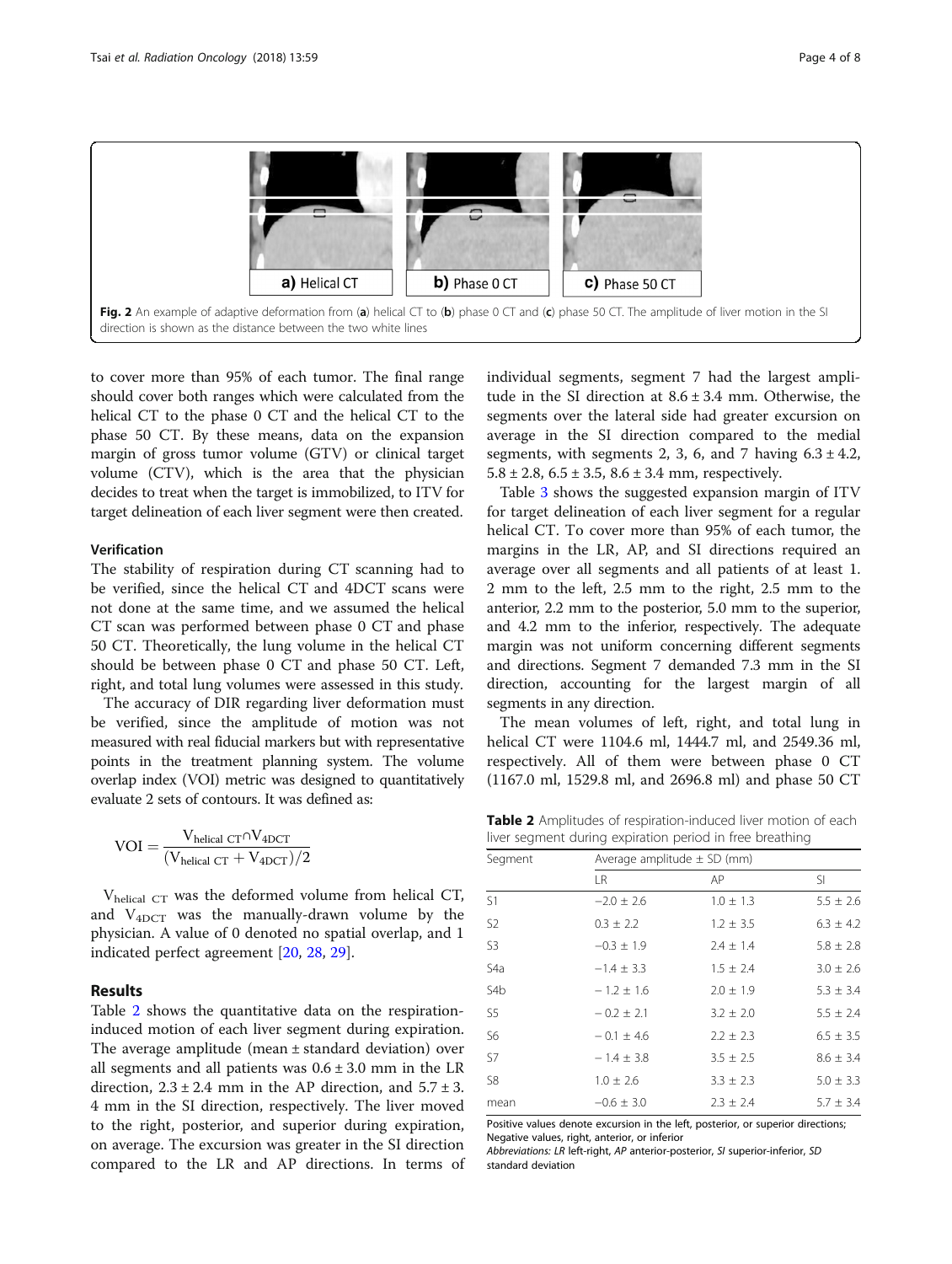Fig. 2 An example of adaptive deformation from (**a**) helical CT to (**b**) phase 0 CT and (**c**) phase 50 CT. The amplitude of liver motion in the SI direction is shown as the distance between the two white lines

to cover more than 95% of each tumor. The final range should cover both ranges which were calculated from the helical CT to the phase 0 CT and the helical CT to the phase 50 CT. By these means, data on the expansion margin of gross tumor volume (GTV) or clinical target volume (CTV), which is the area that the physician decides to treat when the target is immobilized, to ITV for target delineation of each liver segment were then created.

### Verification

The stability of respiration during CT scanning had to be verified, since the helical CT and 4DCT scans were not done at the same time, and we assumed the helical CT scan was performed between phase 0 CT and phase 50 CT. Theoretically, the lung volume in the helical CT should be between phase 0 CT and phase 50 CT. Left, right, and total lung volumes were assessed in this study.

The accuracy of DIR regarding liver deformation must be verified, since the amplitude of motion was not measured with real fiducial markers but with representative points in the treatment planning system. The volume overlap index (VOI) metric was designed to quantitatively evaluate 2 sets of contours. It was defined as:

$$\mathrm{VOI} = \frac{\mathrm{V}_{\text{helical CT}} \cap \mathrm{V}_{\text{4DCT}}}{(\mathrm{V}_{\text{helical CT}} + \mathrm{V}_{\text{4DCT}})/2}$$

$V_{\text{helical CT}}$ was the deformed volume from helical CT, and $V_{\text{4DCT}}$ was the manually-drawn volume by the physician. A value of 0 denoted no spatial overlap, and 1 indicated perfect agreement [20, 28, 29].

## Results

Table 2 shows the quantitative data on the respiration-induced motion of each liver segment during expiration. The average amplitude (mean ± standard deviation) over all segments and all patients was 0.6 ± 3.0 mm in the LR direction, 2.3 ± 2.4 mm in the AP direction, and 5.7 ± 3.4 mm in the SI direction, respectively. The liver moved to the right, posterior, and superior during expiration, on average. The excursion was greater in the SI direction compared to the LR and AP directions. In terms of individual segments, segment 7 had the largest amplitude in the SI direction at 8.6 ± 3.4 mm. Otherwise, the segments over the lateral side had greater excursion on average in the SI direction compared to the medial segments, with segments 2, 3, 6, and 7 having 6.3 ± 4.2, 5.8 ± 2.8, 6.5 ± 3.5, 8.6 ± 3.4 mm, respectively.

Table 3 shows the suggested expansion margin of ITV for target delineation of each liver segment for a regular helical CT. To cover more than 95% of each tumor, the margins in the LR, AP, and SI directions required an average over all segments and all patients of at least 1.2 mm to the left, 2.5 mm to the right, 2.5 mm to the anterior, 2.2 mm to the posterior, 5.0 mm to the superior, and 4.2 mm to the inferior, respectively. The adequate margin was not uniform concerning different segments and directions. Segment 7 demanded 7.3 mm in the SI direction, accounting for the largest margin of all segments in any direction.

The mean volumes of left, right, and total lung in helical CT were 1104.6 ml, 1444.7 ml, and 2549.36 ml, respectively. All of them were between phase 0 CT (1167.0 ml, 1529.8 ml, and 2696.8 ml) and phase 50 CT

**Table 2** Amplitudes of respiration-induced liver motion of each liver segment during expiration period in free breathing

| Segment | Average amplitude ± SD (mm) | | |
|---|---|---|---|
| | LR | AP | SI |
| S1 | −2.0 ± 2.6 | 1.0 ± 1.3 | 5.5 ± 2.6 |
| S2 | 0.3 ± 2.2 | 1.2 ± 3.5 | 6.3 ± 4.2 |
| S3 | −0.3 ± 1.9 | 2.4 ± 1.4 | 5.8 ± 2.8 |
| S4a | −1.4 ± 3.3 | 1.5 ± 2.4 | 3.0 ± 2.6 |
| S4b | − 1.2 ± 1.6 | 2.0 ± 1.9 | 5.3 ± 3.4 |
| S5 | − 0.2 ± 2.1 | 3.2 ± 2.0 | 5.5 ± 2.4 |
| S6 | − 0.1 ± 4.6 | 2.2 ± 2.3 | 6.5 ± 3.5 |
| S7 | − 1.4 ± 3.8 | 3.5 ± 2.5 | 8.6 ± 3.4 |
| S8 | 1.0 ± 2.6 | 3.3 ± 2.3 | 5.0 ± 3.3 |
| mean | −0.6 ± 3.0 | 2.3 ± 2.4 | 5.7 ± 3.4 |

Positive values denote excursion in the left, posterior, or superior directions; Negative values, right, anterior, or inferior

*Abbreviations*: *LR* left-right, *AP* anterior-posterior, *SI* superior-inferior, *SD* standard deviation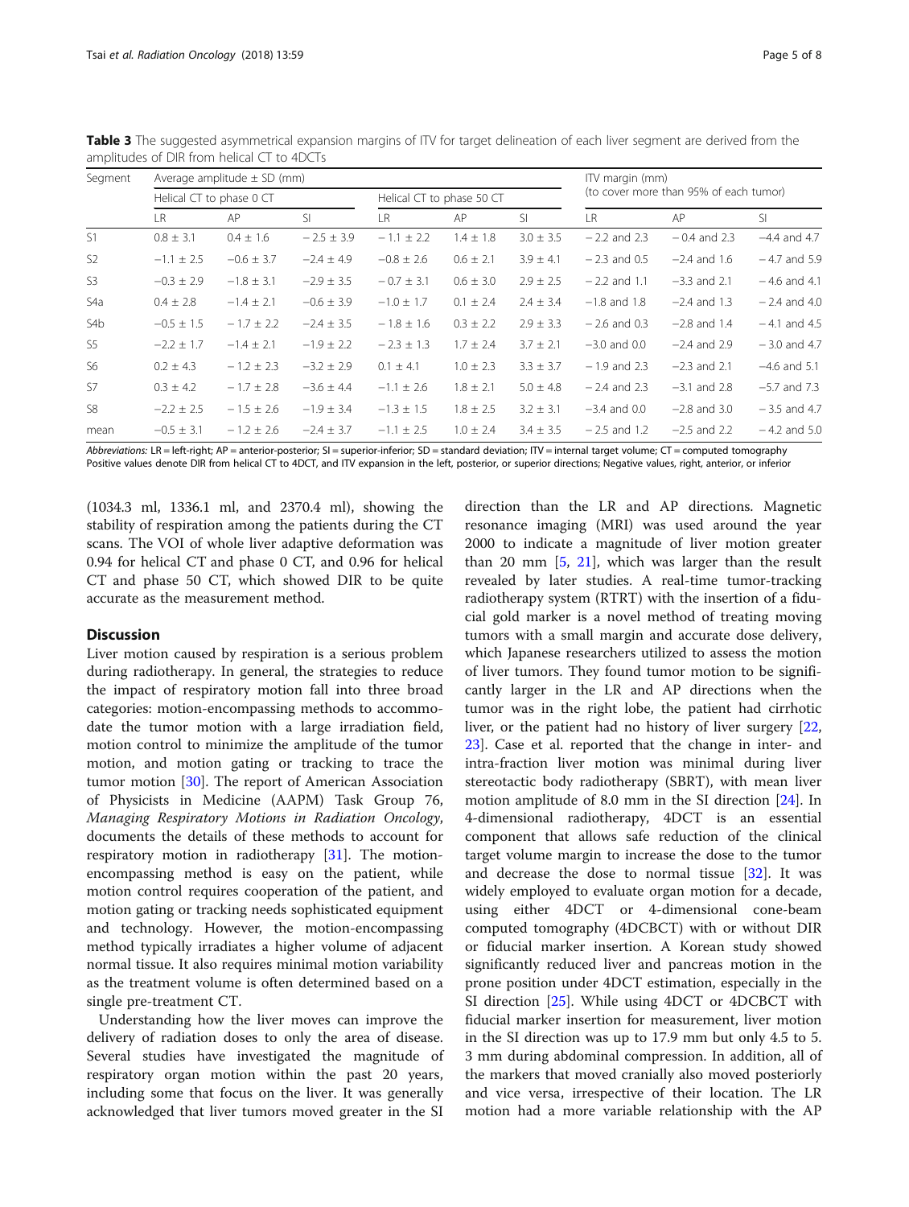**Table 3** The suggested asymmetrical expansion margins of ITV for target delineation of each liver segment are derived from the amplitudes of DIR from helical CT to 4DCTs

| Segment | Average amplitude ± SD (mm) | | | | | | ITV margin (mm) (to cover more than 95% of each tumor) | | |
|---|---|---|---|---|---|---|---|---|---|
| | Helical CT to phase 0 CT | | | Helical CT to phase 50 CT | | | | | |
| | LR | AP | SI | LR | AP | SI | LR | AP | SI |
| S1 | 0.8 ± 3.1 | 0.4 ± 1.6 | − 2.5 ± 3.9 | − 1.1 ± 2.2 | 1.4 ± 1.8 | 3.0 ± 3.5 | − 2.2 and 2.3 | − 0.4 and 2.3 | −4.4 and 4.7 |
| S2 | −1.1 ± 2.5 | −0.6 ± 3.7 | −2.4 ± 4.9 | −0.8 ± 2.6 | 0.6 ± 2.1 | 3.9 ± 4.1 | − 2.3 and 0.5 | −2.4 and 1.6 | − 4.7 and 5.9 |
| S3 | −0.3 ± 2.9 | −1.8 ± 3.1 | −2.9 ± 3.5 | − 0.7 ± 3.1 | 0.6 ± 3.0 | 2.9 ± 2.5 | − 2.2 and 1.1 | −3.3 and 2.1 | − 4.6 and 4.1 |
| S4a | 0.4 ± 2.8 | −1.4 ± 2.1 | −0.6 ± 3.9 | −1.0 ± 1.7 | 0.1 ± 2.4 | 2.4 ± 3.4 | −1.8 and 1.8 | −2.4 and 1.3 | − 2.4 and 4.0 |
| S4b | −0.5 ± 1.5 | − 1.7 ± 2.2 | −2.4 ± 3.5 | − 1.8 ± 1.6 | 0.3 ± 2.2 | 2.9 ± 3.3 | − 2.6 and 0.3 | −2.8 and 1.4 | − 4.1 and 4.5 |
| S5 | −2.2 ± 1.7 | −1.4 ± 2.1 | −1.9 ± 2.2 | − 2.3 ± 1.3 | 1.7 ± 2.4 | 3.7 ± 2.1 | −3.0 and 0.0 | −2.4 and 2.9 | − 3.0 and 4.7 |
| S6 | 0.2 ± 4.3 | − 1.2 ± 2.3 | −3.2 ± 2.9 | 0.1 ± 4.1 | 1.0 ± 2.3 | 3.3 ± 3.7 | − 1.9 and 2.3 | −2.3 and 2.1 | −4.6 and 5.1 |
| S7 | 0.3 ± 4.2 | − 1.7 ± 2.8 | −3.6 ± 4.4 | −1.1 ± 2.6 | 1.8 ± 2.1 | 5.0 ± 4.8 | − 2.4 and 2.3 | −3.1 and 2.8 | −5.7 and 7.3 |
| S8 | −2.2 ± 2.5 | −1.5 ± 2.6 | −1.9 ± 3.4 | −1.3 ± 1.5 | 1.8 ± 2.5 | 3.2 ± 3.1 | −3.4 and 0.0 | −2.8 and 3.0 | − 3.5 and 4.7 |
| mean | −0.5 ± 3.1 | − 1.2 ± 2.6 | −2.4 ± 3.7 | −1.1 ± 2.5 | 1.0 ± 2.4 | 3.4 ± 3.5 | − 2.5 and 1.2 | −2.5 and 2.2 | − 4.2 and 5.0 |

*Abbreviations:* LR = left-right; AP = anterior-posterior; SI = superior-inferior; SD = standard deviation; ITV = internal target volume; CT = computed tomography
Positive values denote DIR from helical CT to 4DCT, and ITV expansion in the left, posterior, or superior directions; Negative values, right, anterior, or inferior

(1034.3 ml, 1336.1 ml, and 2370.4 ml), showing the stability of respiration among the patients during the CT scans. The VOI of whole liver adaptive deformation was 0.94 for helical CT and phase 0 CT, and 0.96 for helical CT and phase 50 CT, which showed DIR to be quite accurate as the measurement method.

## Discussion

Liver motion caused by respiration is a serious problem during radiotherapy. In general, the strategies to reduce the impact of respiratory motion fall into three broad categories: motion-encompassing methods to accommodate the tumor motion with a large irradiation field, motion control to minimize the amplitude of the tumor motion, and motion gating or tracking to trace the tumor motion [30]. The report of American Association of Physicists in Medicine (AAPM) Task Group 76, *Managing Respiratory Motions in Radiation Oncology*, documents the details of these methods to account for respiratory motion in radiotherapy [31]. The motion-encompassing method is easy on the patient, while motion control requires cooperation of the patient, and motion gating or tracking needs sophisticated equipment and technology. However, the motion-encompassing method typically irradiates a higher volume of adjacent normal tissue. It also requires minimal motion variability as the treatment volume is often determined based on a single pre-treatment CT.

Understanding how the liver moves can improve the delivery of radiation doses to only the area of disease. Several studies have investigated the magnitude of respiratory organ motion within the past 20 years, including some that focus on the liver. It was generally acknowledged that liver tumors moved greater in the SI direction than the LR and AP directions. Magnetic resonance imaging (MRI) was used around the year 2000 to indicate a magnitude of liver motion greater than 20 mm [5, 21], which was larger than the result revealed by later studies. A real-time tumor-tracking radiotherapy system (RTRT) with the insertion of a fiducial gold marker is a novel method of treating moving tumors with a small margin and accurate dose delivery, which Japanese researchers utilized to assess the motion of liver tumors. They found tumor motion to be significantly larger in the LR and AP directions when the tumor was in the right lobe, the patient had cirrhotic liver, or the patient had no history of liver surgery [22, 23]. Case et al. reported that the change in inter- and intra-fraction liver motion was minimal during liver stereotactic body radiotherapy (SBRT), with mean liver motion amplitude of 8.0 mm in the SI direction [24]. In 4-dimensional radiotherapy, 4DCT is an essential component that allows safe reduction of the clinical target volume margin to increase the dose to the tumor and decrease the dose to normal tissue [32]. It was widely employed to evaluate organ motion for a decade, using either 4DCT or 4-dimensional cone-beam computed tomography (4DCBCT) with or without DIR or fiducial marker insertion. A Korean study showed significantly reduced liver and pancreas motion in the prone position under 4DCT estimation, especially in the SI direction [25]. While using 4DCT or 4DCBCT with fiducial marker insertion for measurement, liver motion in the SI direction was up to 17.9 mm but only 4.5 to 5.3 mm during abdominal compression. In addition, all of the markers that moved cranially also moved posteriorly and vice versa, irrespective of their location. The LR motion had a more variable relationship with the AP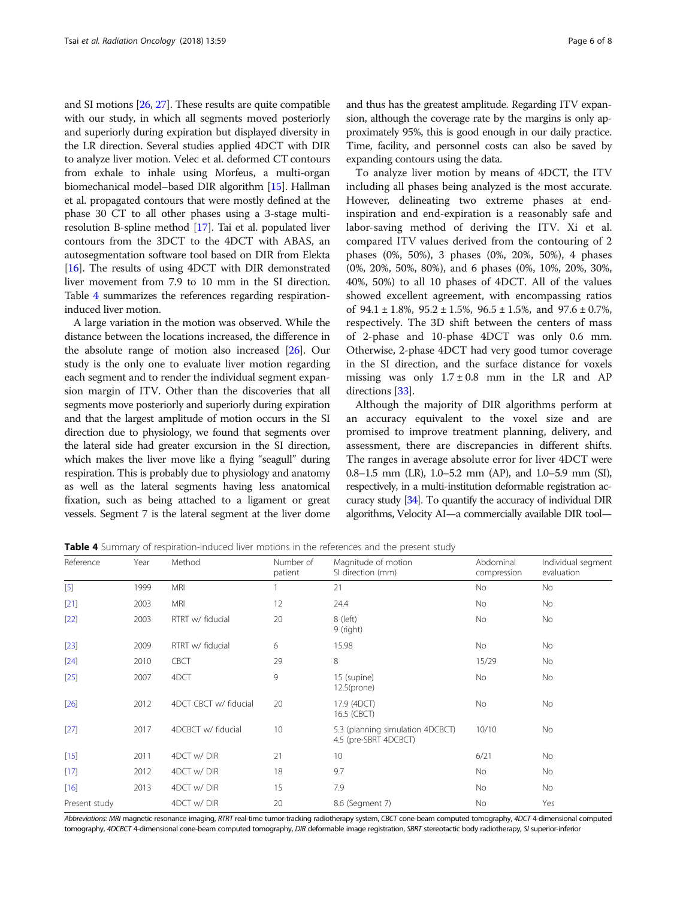and SI motions [26, 27]. These results are quite compatible with our study, in which all segments moved posteriorly and superiorly during expiration but displayed diversity in the LR direction. Several studies applied 4DCT with DIR to analyze liver motion. Velec et al. deformed CT contours from exhale to inhale using Morfeus, a multi-organ biomechanical model–based DIR algorithm [15]. Hallman et al. propagated contours that were mostly defined at the phase 30 CT to all other phases using a 3-stage multi-resolution B-spline method [17]. Tai et al. populated liver contours from the 3DCT to the 4DCT with ABAS, an autosegmentation software tool based on DIR from Elekta [16]. The results of using 4DCT with DIR demonstrated liver movement from 7.9 to 10 mm in the SI direction. Table 4 summarizes the references regarding respiration-induced liver motion.

A large variation in the motion was observed. While the distance between the locations increased, the difference in the absolute range of motion also increased [26]. Our study is the only one to evaluate liver motion regarding each segment and to render the individual segment expansion margin of ITV. Other than the discoveries that all segments move posteriorly and superiorly during expiration and that the largest amplitude of motion occurs in the SI direction due to physiology, we found that segments over the lateral side had greater excursion in the SI direction, which makes the liver move like a flying "seagull" during respiration. This is probably due to physiology and anatomy as well as the lateral segments having less anatomical fixation, such as being attached to a ligament or great vessels. Segment 7 is the lateral segment at the liver dome and thus has the greatest amplitude. Regarding ITV expansion, although the coverage rate by the margins is only approximately 95%, this is good enough in our daily practice. Time, facility, and personnel costs can also be saved by expanding contours using the data.

To analyze liver motion by means of 4DCT, the ITV including all phases being analyzed is the most accurate. However, delineating two extreme phases at end-inspiration and end-expiration is a reasonably safe and labor-saving method of deriving the ITV. Xi et al. compared ITV values derived from the contouring of 2 phases (0%, 50%), 3 phases (0%, 20%, 50%), 4 phases (0%, 20%, 50%, 80%), and 6 phases (0%, 10%, 20%, 30%, 40%, 50%) to all 10 phases of 4DCT. All of the values showed excellent agreement, with encompassing ratios of 94.1 ± 1.8%, 95.2 ± 1.5%, 96.5 ± 1.5%, and 97.6 ± 0.7%, respectively. The 3D shift between the centers of mass of 2-phase and 10-phase 4DCT was only 0.6 mm. Otherwise, 2-phase 4DCT had very good tumor coverage in the SI direction, and the surface distance for voxels missing was only 1.7 ± 0.8 mm in the LR and AP directions [33].

Although the majority of DIR algorithms perform at an accuracy equivalent to the voxel size and are promised to improve treatment planning, delivery, and assessment, there are discrepancies in different shifts. The ranges in average absolute error for liver 4DCT were 0.8–1.5 mm (LR), 1.0–5.2 mm (AP), and 1.0–5.9 mm (SI), respectively, in a multi-institution deformable registration accuracy study [34]. To quantify the accuracy of individual DIR algorithms, Velocity AI—a commercially available DIR tool—

**Table 4** Summary of respiration-induced liver motions in the references and the present study

| Reference | Year | Method | Number of patient | Magnitude of motion SI direction (mm) | Abdominal compression | Individual segment evaluation |
|---|---|---|---|---|---|---|
| [5] | 1999 | MRI | 1 | 21 | No | No |
| [21] | 2003 | MRI | 12 | 24.4 | No | No |
| [22] | 2003 | RTRT w/ fiducial | 20 | 8 (left)<br>9 (right) | No | No |
| [23] | 2009 | RTRT w/ fiducial | 6 | 15.98 | No | No |
| [24] | 2010 | CBCT | 29 | 8 | 15/29 | No |
| [25] | 2007 | 4DCT | 9 | 15 (supine)<br>12.5(prone) | No | No |
| [26] | 2012 | 4DCT CBCT w/ fiducial | 20 | 17.9 (4DCT)<br>16.5 (CBCT) | No | No |
| [27] | 2017 | 4DCBCT w/ fiducial | 10 | 5.3 (planning simulation 4DCBCT)<br>4.5 (pre-SBRT 4DCBCT) | 10/10 | No |
| [15] | 2011 | 4DCT w/ DIR | 21 | 10 | 6/21 | No |
| [17] | 2012 | 4DCT w/ DIR | 18 | 9.7 | No | No |
| [16] | 2013 | 4DCT w/ DIR | 15 | 7.9 | No | No |
| Present study | | 4DCT w/ DIR | 20 | 8.6 (Segment 7) | No | Yes |

*Abbreviations: MRI* magnetic resonance imaging, *RTRT* real-time tumor-tracking radiotherapy system, *CBCT* cone-beam computed tomography, *4DCT* 4-dimensional computed tomography, *4DCBCT* 4-dimensional cone-beam computed tomography, *DIR* deformable image registration, *SBRT* stereotactic body radiotherapy, *SI* superior-inferior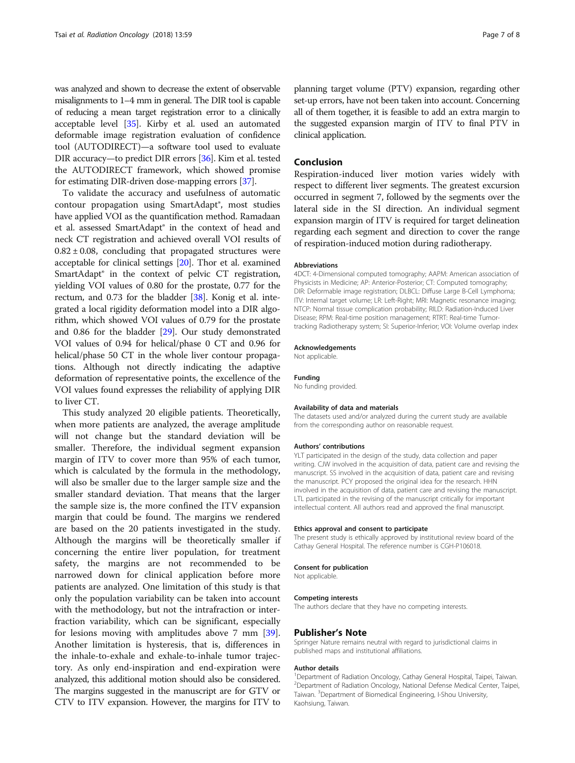was analyzed and shown to decrease the extent of observable misalignments to 1–4 mm in general. The DIR tool is capable of reducing a mean target registration error to a clinically acceptable level [35]. Kirby et al. used an automated deformable image registration evaluation of confidence tool (AUTODIRECT)—a software tool used to evaluate DIR accuracy—to predict DIR errors [36]. Kim et al. tested the AUTODIRECT framework, which showed promise for estimating DIR-driven dose-mapping errors [37].

To validate the accuracy and usefulness of automatic contour propagation using SmartAdapt®, most studies have applied VOI as the quantification method. Ramadaan et al. assessed SmartAdapt® in the context of head and neck CT registration and achieved overall VOI results of $0.82 \pm 0.08$, concluding that propagated structures were acceptable for clinical settings [20]. Thor et al. examined SmartAdapt® in the context of pelvic CT registration, yielding VOI values of 0.80 for the prostate, 0.77 for the rectum, and 0.73 for the bladder [38]. Konig et al. integrated a local rigidity deformation model into a DIR algorithm, which showed VOI values of 0.79 for the prostate and 0.86 for the bladder [29]. Our study demonstrated VOI values of 0.94 for helical/phase 0 CT and 0.96 for helical/phase 50 CT in the whole liver contour propagations. Although not directly indicating the adaptive deformation of representative points, the excellence of the VOI values found expresses the reliability of applying DIR to liver CT.

This study analyzed 20 eligible patients. Theoretically, when more patients are analyzed, the average amplitude will not change but the standard deviation will be smaller. Therefore, the individual segment expansion margin of ITV to cover more than 95% of each tumor, which is calculated by the formula in the methodology, will also be smaller due to the larger sample size and the smaller standard deviation. That means that the larger the sample size is, the more confined the ITV expansion margin that could be found. The margins we rendered are based on the 20 patients investigated in the study. Although the margins will be theoretically smaller if concerning the entire liver population, for treatment safety, the margins are not recommended to be narrowed down for clinical application before more patients are analyzed. One limitation of this study is that only the population variability can be taken into account with the methodology, but not the intrafraction or interfraction variability, which can be significant, especially for lesions moving with amplitudes above 7 mm [39]. Another limitation is hysteresis, that is, differences in the inhale-to-exhale and exhale-to-inhale tumor trajectory. As only end-inspiration and end-expiration were analyzed, this additional motion should also be considered. The margins suggested in the manuscript are for GTV or CTV to ITV expansion. However, the margins for ITV to planning target volume (PTV) expansion, regarding other set-up errors, have not been taken into account. Concerning all of them together, it is feasible to add an extra margin to the suggested expansion margin of ITV to final PTV in clinical application.

## Conclusion

Respiration-induced liver motion varies widely with respect to different liver segments. The greatest excursion occurred in segment 7, followed by the segments over the lateral side in the SI direction. An individual segment expansion margin of ITV is required for target delineation regarding each segment and direction to cover the range of respiration-induced motion during radiotherapy.

#### Abbreviations

4DCT: 4-Dimensional computed tomography; AAPM: American association of Physicists in Medicine; AP: Anterior-Posterior; CT: Computed tomography; DIR: Deformable image registration; DLBCL: Diffuse Large B-Cell Lymphoma; ITV: Internal target volume; LR: Left-Right; MRI: Magnetic resonance imaging; NTCP: Normal tissue complication probability; RILD: Radiation-Induced Liver Disease; RPM: Real-time position management; RTRT: Real-time Tumor-tracking Radiotherapy system; SI: Superior-Inferior; VOI: Volume overlap index

#### Acknowledgements

Not applicable.

#### Funding

No funding provided.

#### Availability of data and materials

The datasets used and/or analyzed during the current study are available from the corresponding author on reasonable request.

#### Authors' contributions

YLT participated in the design of the study, data collection and paper writing. CJW involved in the acquisition of data, patient care and revising the manuscript. SS involved in the acquisition of data, patient care and revising the manuscript. PCY proposed the original idea for the research. HHN involved in the acquisition of data, patient care and revising the manuscript. LTL participated in the revising of the manuscript critically for important intellectual content. All authors read and approved the final manuscript.

#### Ethics approval and consent to participate

The present study is ethically approved by institutional review board of the Cathay General Hospital. The reference number is CGH-P106018.

#### Consent for publication

Not applicable.

#### Competing interests

The authors declare that they have no competing interests.

## Publisher's Note

Springer Nature remains neutral with regard to jurisdictional claims in published maps and institutional affiliations.

#### Author details

[1]Department of Radiation Oncology, Cathay General Hospital, Taipei, Taiwan. [2]Department of Radiation Oncology, National Defense Medical Center, Taipei, Taiwan. [3]Department of Biomedical Engineering, I-Shou University, Kaohsiung, Taiwan.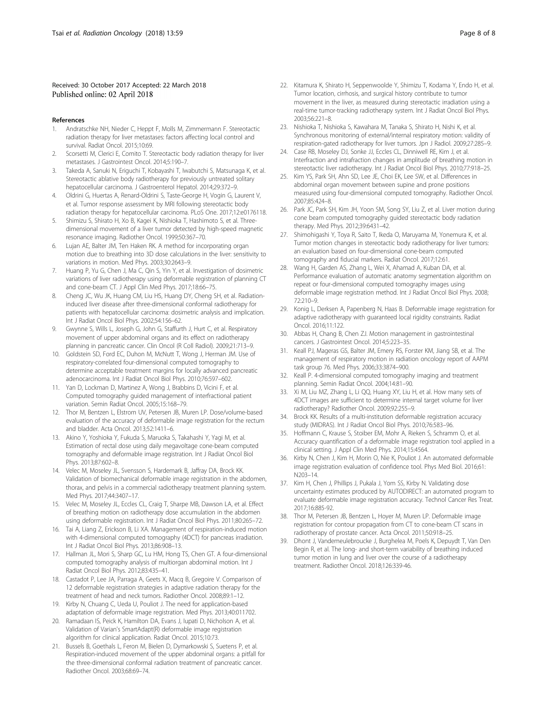Received: 30 October 2017 Accepted: 22 March 2018
Published online: 02 April 2018

## References

1. Andratschke NH, Nieder C, Heppt F, Molls M, Zimmermann F. Stereotactic radiation therapy for liver metastases: factors affecting local control and survival. Radiat Oncol. 2015;10:69.
2. Scorsetti M, Clerici E, Comito T. Stereotactic body radiation therapy for liver metastases. J Gastrointest Oncol. 2014;5:190–7.
3. Takeda A, Sanuki N, Eriguchi T, Kobayashi T, Iwabutchi S, Matsunaga K, et al. Stereotactic ablative body radiotherapy for previously untreated solitary hepatocellular carcinoma. J Gastroenterol Hepatol. 2014;29:372–9.
4. Oldrini G, Huertas A, Renard-Oldrini S, Taste-George H, Vogin G, Laurent V, et al. Tumor response assessment by MRI following stereotactic body radiation therapy for hepatocellular carcinoma. PLoS One. 2017;12:e0176118.
5. Shimizu S, Shirato H, Xo B, Kagei K, Nishioka T, Hashimoto S, et al. Three-dimensional movement of a liver tumor detected by high-speed magnetic resonance imaging. Radiother Oncol. 1999;50:367–70.
6. Lujan AE, Balter JM, Ten Haken RK. A method for incorporating organ motion due to breathing into 3D dose calculations in the liver: sensitivity to variations in motion. Med Phys. 2003;30:2643–9.
7. Huang P, Yu G, Chen J, Ma C, Qin S, Yin Y, et al. Investigation of dosimetric variations of liver radiotherapy using deformable registration of planning CT and cone-beam CT. J Appl Clin Med Phys. 2017;18:66–75.
8. Cheng JC, Wu JK, Huang CM, Liu HS, Huang DY, Cheng SH, et al. Radiation-induced liver disease after three-dimensional conformal radiotherapy for patients with hepatocellular carcinoma: dosimetric analysis and implication. Int J Radiat Oncol Biol Phys. 2002;54:156–62.
9. Gwynne S, Wills L, Joseph G, John G, Staffurth J, Hurt C, et al. Respiratory movement of upper abdominal organs and its effect on radiotherapy planning in pancreatic cancer. Clin Oncol (R Coll Radiol). 2009;21:713–9.
10. Goldstein SD, Ford EC, Duhon M, McNutt T, Wong J, Herman JM. Use of respiratory-correlated four-dimensional computed tomography to determine acceptable treatment margins for locally advanced pancreatic adenocarcinoma. Int J Radiat Oncol Biol Phys. 2010;76:597–602.
11. Yan D, Lockman D, Martinez A, Wong J, Brabbins D, Vicini F, et al. Computed tomography guided management of interfractional patient variation. Semin Radiat Oncol. 2005;15:168–79.
12. Thor M, Bentzen L, Elstrom UV, Petersen JB, Muren LP. Dose/volume-based evaluation of the accuracy of deformable image registration for the rectum and bladder. Acta Oncol. 2013;52:1411–6.
13. Akino Y, Yoshioka Y, Fukuda S, Maruoka S, Takahashi Y, Yagi M, et al. Estimation of rectal dose using daily megavoltage cone-beam computed tomography and deformable image registration. Int J Radiat Oncol Biol Phys. 2013;87:602–8.
14. Velec M, Moseley JL, Svensson S, Hardemark B, Jaffray DA, Brock KK. Validation of biomechanical deformable image registration in the abdomen, thorax, and pelvis in a commercial radiotherapy treatment planning system. Med Phys. 2017;44:3407–17.
15. Velec M, Moseley JL, Eccles CL, Craig T, Sharpe MB, Dawson LA, et al. Effect of breathing motion on radiotherapy dose accumulation in the abdomen using deformable registration. Int J Radiat Oncol Biol Phys. 2011;80:265–72.
16. Tai A, Liang Z, Erickson B, Li XA. Management of respiration-induced motion with 4-dimensional computed tomography (4DCT) for pancreas irradiation. Int J Radiat Oncol Biol Phys. 2013;86:908–13.
17. Hallman JL, Mori S, Sharp GC, Lu HM, Hong TS, Chen GT. A four-dimensional computed tomography analysis of multiorgan abdominal motion. Int J Radiat Oncol Biol Phys. 2012;83:435–41.
18. Castadot P, Lee JA, Parraga A, Geets X, Macq B, Gregoire V. Comparison of 12 deformable registration strategies in adaptive radiation therapy for the treatment of head and neck tumors. Radiother Oncol. 2008;89:1–12.
19. Kirby N, Chuang C, Ueda U, Pouliot J. The need for application-based adaptation of deformable image registration. Med Phys. 2013;40:011702.
20. Ramadaan IS, Peick K, Hamilton DA, Evans J, Iupati D, Nicholson A, et al. Validation of Varian's SmartAdapt(R) deformable image registration algorithm for clinical application. Radiat Oncol. 2015;10:73.
21. Bussels B, Goethals L, Feron M, Bielen D, Dymarkowski S, Suetens P, et al. Respiration-induced movement of the upper abdominal organs: a pitfall for the three-dimensional conformal radiation treatment of pancreatic cancer. Radiother Oncol. 2003;68:69–74.
22. Kitamura K, Shirato H, Seppenwoolde Y, Shimizu T, Kodama Y, Endo H, et al. Tumor location, cirrhosis, and surgical history contribute to tumor movement in the liver, as measured during stereotactic irradiation using a real-time tumor-tracking radiotherapy system. Int J Radiat Oncol Biol Phys. 2003;56:221–8.
23. Nishioka T, Nishioka S, Kawahara M, Tanaka S, Shirato H, Nishi K, et al. Synchronous monitoring of external/internal respiratory motion: validity of respiration-gated radiotherapy for liver tumors. Jpn J Radiol. 2009;27:285–9.
24. Case RB, Moseley DJ, Sonke JJ, Eccles CL, Dinniwell RE, Kim J, et al. Interfraction and intrafraction changes in amplitude of breathing motion in stereotactic liver radiotherapy. Int J Radiat Oncol Biol Phys. 2010;77:918–25.
25. Kim YS, Park SH, Ahn SD, Lee JE, Choi EK, Lee SW, et al. Differences in abdominal organ movement between supine and prone positions measured using four-dimensional computed tomography. Radiother Oncol. 2007;85:424–8.
26. Park JC, Park SH, Kim JH, Yoon SM, Song SY, Liu Z, et al. Liver motion during cone beam computed tomography guided stereotactic body radiation therapy. Med Phys. 2012;39:6431–42.
27. Shimohigashi Y, Toya R, Saito T, Ikeda O, Maruyama M, Yonemura K, et al. Tumor motion changes in stereotactic body radiotherapy for liver tumors: an evaluation based on four-dimensional cone-beam computed tomography and fiducial markers. Radiat Oncol. 2017;12:61.
28. Wang H, Garden AS, Zhang L, Wei X, Ahamad A, Kuban DA, et al. Performance evaluation of automatic anatomy segmentation algorithm on repeat or four-dimensional computed tomography images using deformable image registration method. Int J Radiat Oncol Biol Phys. 2008; 72:210–9.
29. Konig L, Derksen A, Papenberg N, Haas B. Deformable image registration for adaptive radiotherapy with guaranteed local rigidity constraints. Radiat Oncol. 2016;11:122.
30. Abbas H, Chang B, Chen ZJ. Motion management in gastrointestinal cancers. J Gastrointest Oncol. 2014;5:223–35.
31. Keall PJ, Mageras GS, Balter JM, Emery RS, Forster KM, Jiang SB, et al. The management of respiratory motion in radiation oncology report of AAPM task group 76. Med Phys. 2006;33:3874–900.
32. Keall P. 4-dimensional computed tomography imaging and treatment planning. Semin Radiat Oncol. 2004;14:81–90.
33. Xi M, Liu MZ, Zhang L, Li QQ, Huang XY, Liu H, et al. How many sets of 4DCT images are sufficient to determine internal target volume for liver radiotherapy? Radiother Oncol. 2009;92:255–9.
34. Brock KK. Results of a multi-institution deformable registration accuracy study (MIDRAS). Int J Radiat Oncol Biol Phys. 2010;76:583–96.
35. Hoffmann C, Krause S, Stoiber EM, Mohr A, Rieken S, Schramm O, et al. Accuracy quantification of a deformable image registration tool applied in a clinical setting. J Appl Clin Med Phys. 2014;15:4564.
36. Kirby N, Chen J, Kim H, Morin O, Nie K, Pouliot J. An automated deformable image registration evaluation of confidence tool. Phys Med Biol. 2016;61: N203–14.
37. Kim H, Chen J, Phillips J, Pukala J, Yom SS, Kirby N. Validating dose uncertainty estimates produced by AUTODIRECT: an automated program to evaluate deformable image registration accuracy. Technol Cancer Res Treat. 2017;16:885-92.
38. Thor M, Petersen JB, Bentzen L, Hoyer M, Muren LP. Deformable image registration for contour propagation from CT to cone-beam CT scans in radiotherapy of prostate cancer. Acta Oncol. 2011;50:918–25.
39. Dhont J, Vandemeulebroucke J, Burghelea M, Poels K, Depuydt T, Van Den Begin R, et al. The long- and short-term variability of breathing induced tumor motion in lung and liver over the course of a radiotherapy treatment. Radiother Oncol. 2018;126:339-46.